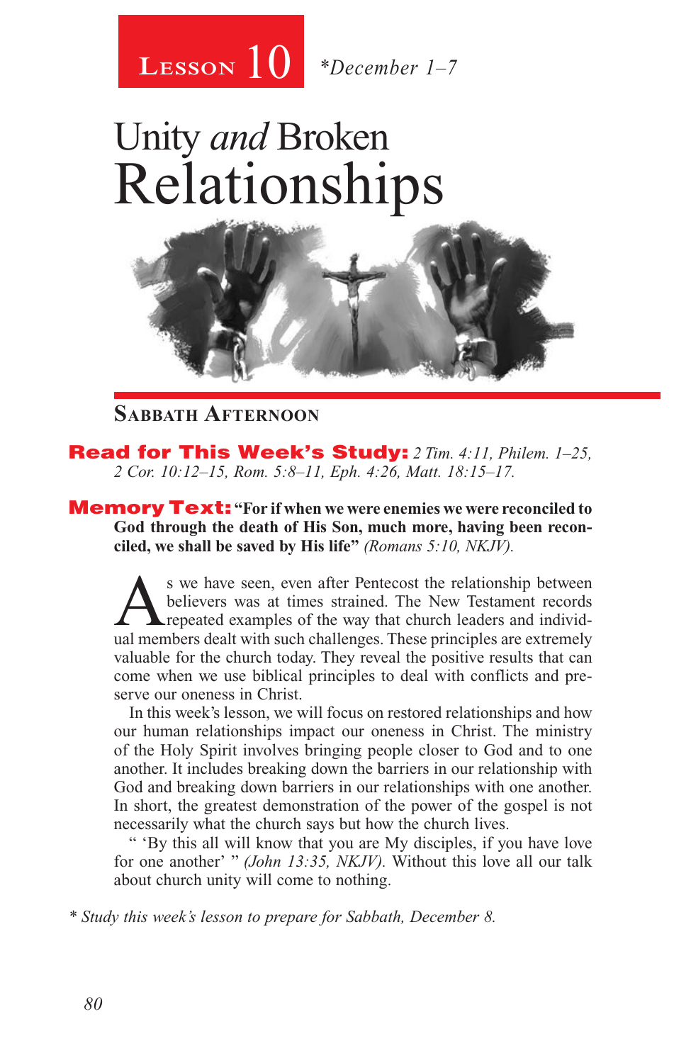# Lesson 10 *December 1–7

# Unity *and* Broken Relationships

## Sabbath Afternoon

**Read for This Week's Study:** *2 Tim. 4:11, Philem. 1–25, 2 Cor. 10:12–15, Rom. 5:8–11, Eph. 4:26, Matt. 18:15–17.*

**Memory Text:** **"For if when we were enemies we were reconciled to God through the death of His Son, much more, having been reconciled, we shall be saved by His life"** *(Romans 5:10, NKJV).*

As we have seen, even after Pentecost the relationship between believers was at times strained. The New Testament records repeated examples of the way that church leaders and individual members dealt with such challenges. These principles are extremely valuable for the church today. They reveal the positive results that can come when we use biblical principles to deal with conflicts and preserve our oneness in Christ.

In this week's lesson, we will focus on restored relationships and how our human relationships impact our oneness in Christ. The ministry of the Holy Spirit involves bringing people closer to God and to one another. It includes breaking down the barriers in our relationship with God and breaking down barriers in our relationships with one another. In short, the greatest demonstration of the power of the gospel is not necessarily what the church says but how the church lives.

" 'By this all will know that you are My disciples, if you have love for one another' " *(John 13:35, NKJV).* Without this love all our talk about church unity will come to nothing.

*\* Study this week's lesson to prepare for Sabbath, December 8.*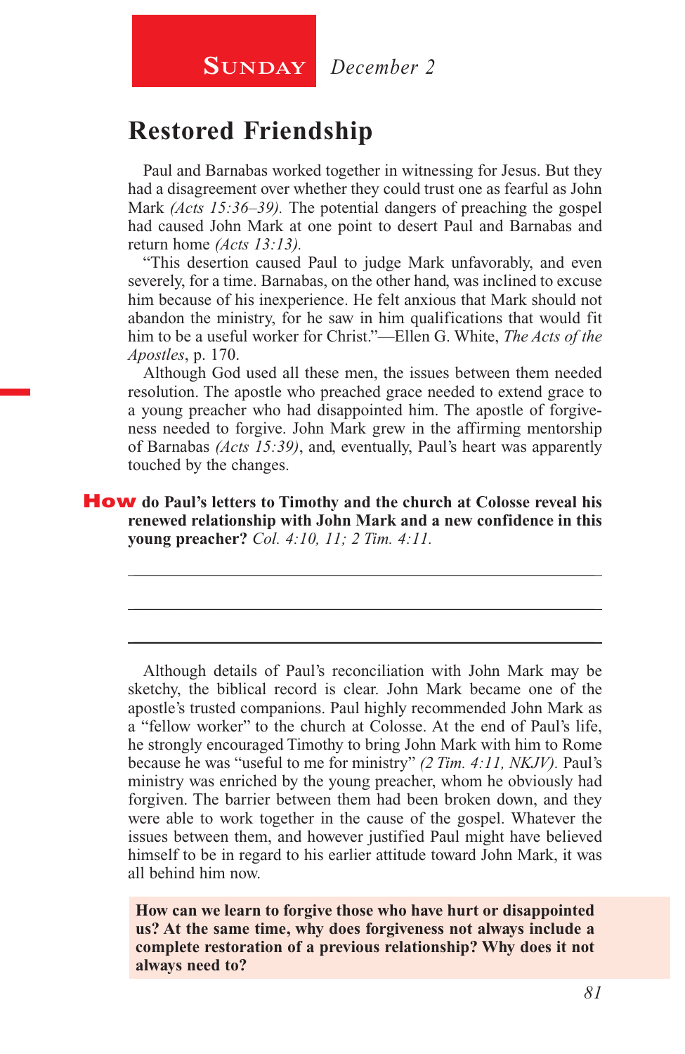**Sunday** *December 2*

# Restored Friendship

Paul and Barnabas worked together in witnessing for Jesus. But they had a disagreement over whether they could trust one as fearful as John Mark *(Acts 15:36–39).* The potential dangers of preaching the gospel had caused John Mark at one point to desert Paul and Barnabas and return home *(Acts 13:13).*

"This desertion caused Paul to judge Mark unfavorably, and even severely, for a time. Barnabas, on the other hand, was inclined to excuse him because of his inexperience. He felt anxious that Mark should not abandon the ministry, for he saw in him qualifications that would fit him to be a useful worker for Christ."—Ellen G. White, *The Acts of the Apostles*, p. 170.

Although God used all these men, the issues between them needed resolution. The apostle who preached grace needed to extend grace to a young preacher who had disappointed him. The apostle of forgiveness needed to forgive. John Mark grew in the affirming mentorship of Barnabas *(Acts 15:39)*, and, eventually, Paul's heart was apparently touched by the changes.

**How do Paul's letters to Timothy and the church at Colosse reveal his renewed relationship with John Mark and a new confidence in this young preacher?** *Col. 4:10, 11; 2 Tim. 4:11.*

_______________________________________________

_______________________________________________

_______________________________________________

Although details of Paul's reconciliation with John Mark may be sketchy, the biblical record is clear. John Mark became one of the apostle's trusted companions. Paul highly recommended John Mark as a "fellow worker" to the church at Colosse. At the end of Paul's life, he strongly encouraged Timothy to bring John Mark with him to Rome because he was "useful to me for ministry" *(2 Tim. 4:11, NKJV).* Paul's ministry was enriched by the young preacher, whom he obviously had forgiven. The barrier between them had been broken down, and they were able to work together in the cause of the gospel. Whatever the issues between them, and however justified Paul might have believed himself to be in regard to his earlier attitude toward John Mark, it was all behind him now.

**How can we learn to forgive those who have hurt or disappointed us? At the same time, why does forgiveness not always include a complete restoration of a previous relationship? Why does it not always need to?**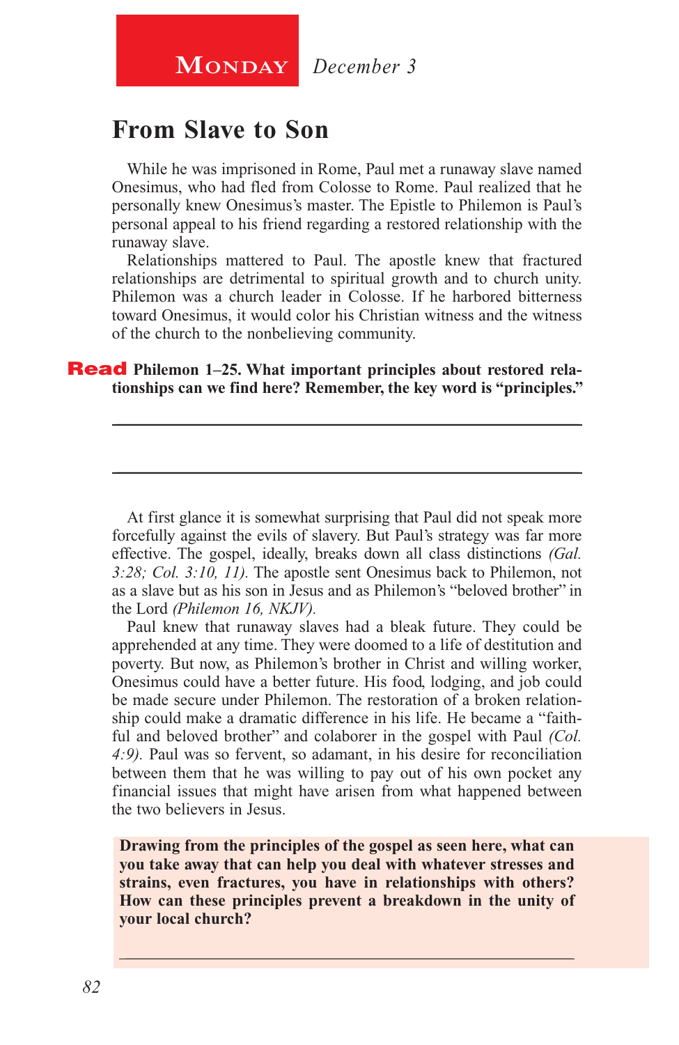**Monday** *December 3*

## From Slave to Son

While he was imprisoned in Rome, Paul met a runaway slave named Onesimus, who had fled from Colosse to Rome. Paul realized that he personally knew Onesimus's master. The Epistle to Philemon is Paul's personal appeal to his friend regarding a restored relationship with the runaway slave.

Relationships mattered to Paul. The apostle knew that fractured relationships are detrimental to spiritual growth and to church unity. Philemon was a church leader in Colosse. If he harbored bitterness toward Onesimus, it would color his Christian witness and the witness of the church to the nonbelieving community.

**Read Philemon 1–25. What important principles about restored relationships can we find here? Remember, the key word is "principles."**

\_\_\_\_\_\_\_\_\_\_\_\_\_\_\_\_\_\_\_\_\_\_\_\_\_\_\_\_\_\_\_\_\_\_\_\_\_\_\_\_\_\_\_\_\_\_\_\_\_\_\_\_\_\_\_\_

\_\_\_\_\_\_\_\_\_\_\_\_\_\_\_\_\_\_\_\_\_\_\_\_\_\_\_\_\_\_\_\_\_\_\_\_\_\_\_\_\_\_\_\_\_\_\_\_\_\_\_\_\_\_\_\_

At first glance it is somewhat surprising that Paul did not speak more forcefully against the evils of slavery. But Paul's strategy was far more effective. The gospel, ideally, breaks down all class distinctions *(Gal. 3:28; Col. 3:10, 11).* The apostle sent Onesimus back to Philemon, not as a slave but as his son in Jesus and as Philemon's "beloved brother" in the Lord *(Philemon 16, NKJV).*

Paul knew that runaway slaves had a bleak future. They could be apprehended at any time. They were doomed to a life of destitution and poverty. But now, as Philemon's brother in Christ and willing worker, Onesimus could have a better future. His food, lodging, and job could be made secure under Philemon. The restoration of a broken relationship could make a dramatic difference in his life. He became a "faithful and beloved brother" and colaborer in the gospel with Paul *(Col. 4:9).* Paul was so fervent, so adamant, in his desire for reconciliation between them that he was willing to pay out of his own pocket any financial issues that might have arisen from what happened between the two believers in Jesus.

**Drawing from the principles of the gospel as seen here, what can you take away that can help you deal with whatever stresses and strains, even fractures, you have in relationships with others? How can these principles prevent a breakdown in the unity of your local church?**

\_\_\_\_\_\_\_\_\_\_\_\_\_\_\_\_\_\_\_\_\_\_\_\_\_\_\_\_\_\_\_\_\_\_\_\_\_\_\_\_\_\_\_\_\_\_\_\_\_\_\_\_\_\_\_\_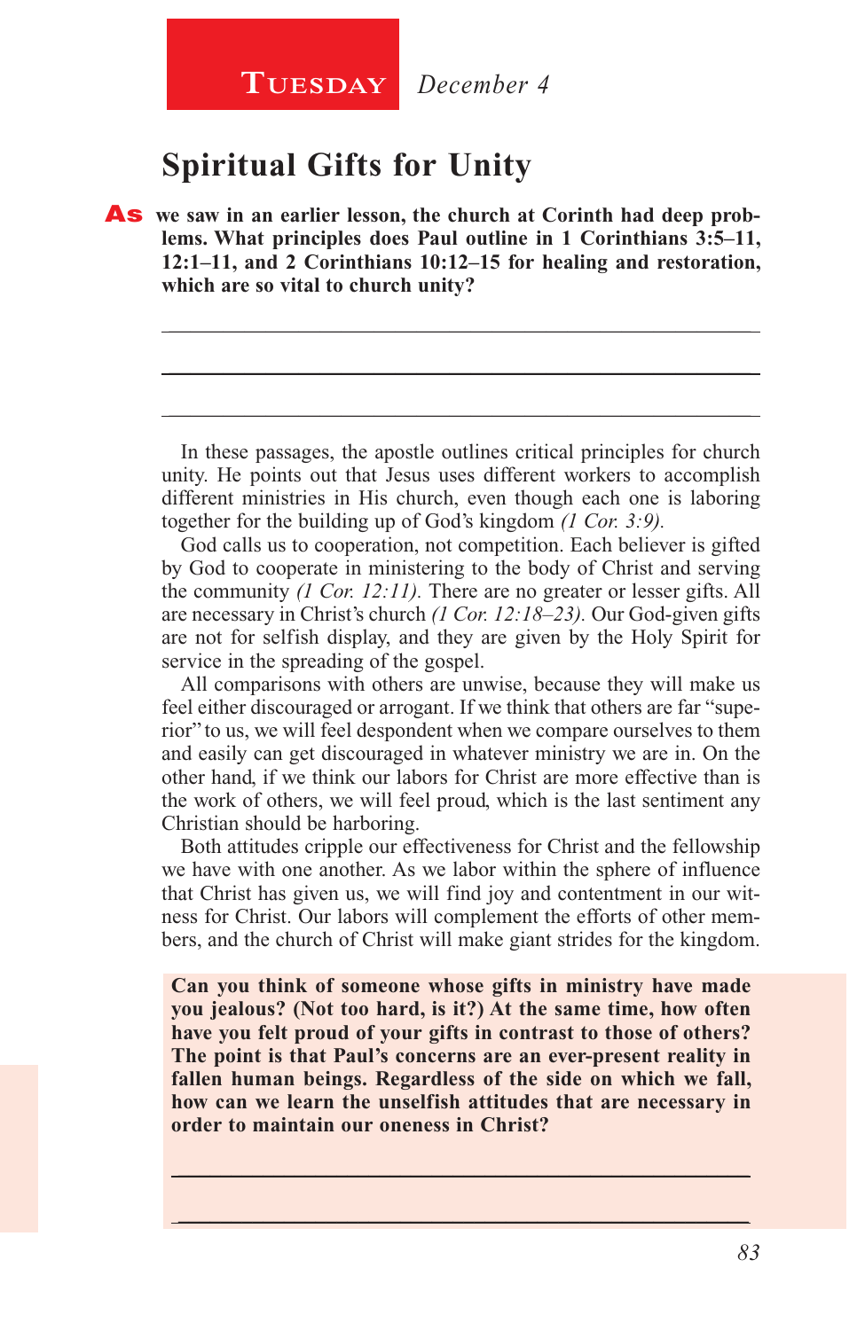**Tuesday** *December 4*

# Spiritual Gifts for Unity

**As we saw in an earlier lesson, the church at Corinth had deep problems. What principles does Paul outline in 1 Corinthians 3:5–11, 12:1–11, and 2 Corinthians 10:12–15 for healing and restoration, which are so vital to church unity?**

---

---

---

In these passages, the apostle outlines critical principles for church unity. He points out that Jesus uses different workers to accomplish different ministries in His church, even though each one is laboring together for the building up of God's kingdom *(1 Cor. 3:9).*

God calls us to cooperation, not competition. Each believer is gifted by God to cooperate in ministering to the body of Christ and serving the community *(1 Cor. 12:11).* There are no greater or lesser gifts. All are necessary in Christ's church *(1 Cor. 12:18–23).* Our God-given gifts are not for selfish display, and they are given by the Holy Spirit for service in the spreading of the gospel.

All comparisons with others are unwise, because they will make us feel either discouraged or arrogant. If we think that others are far "superior" to us, we will feel despondent when we compare ourselves to them and easily can get discouraged in whatever ministry we are in. On the other hand, if we think our labors for Christ are more effective than is the work of others, we will feel proud, which is the last sentiment any Christian should be harboring.

Both attitudes cripple our effectiveness for Christ and the fellowship we have with one another. As we labor within the sphere of influence that Christ has given us, we will find joy and contentment in our witness for Christ. Our labors will complement the efforts of other members, and the church of Christ will make giant strides for the kingdom.

**Can you think of someone whose gifts in ministry have made you jealous? (Not too hard, is it?) At the same time, how often have you felt proud of your gifts in contrast to those of others? The point is that Paul's concerns are an ever-present reality in fallen human beings. Regardless of the side on which we fall, how can we learn the unselfish attitudes that are necessary in order to maintain our oneness in Christ?**

---

---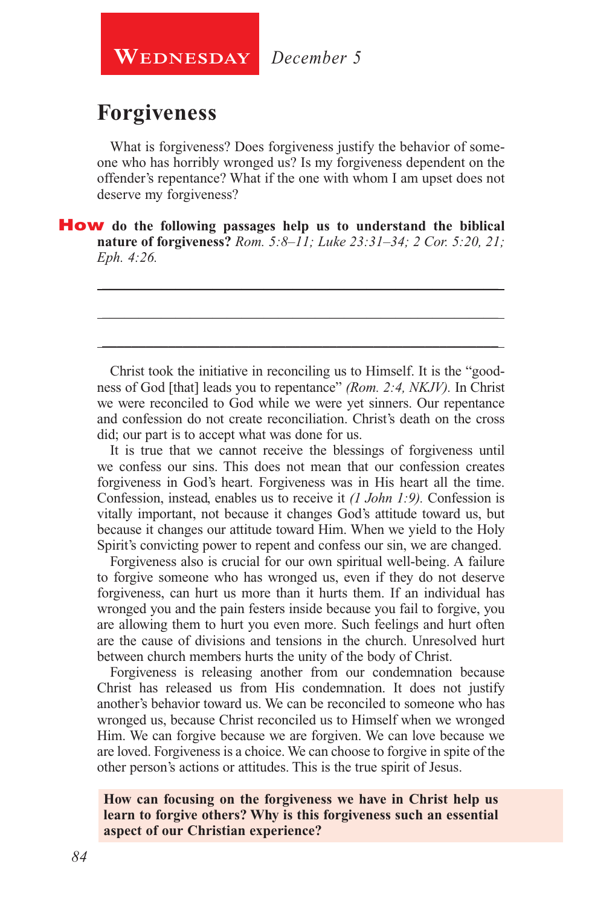**Wednesday** *December 5*

# Forgiveness

What is forgiveness? Does forgiveness justify the behavior of someone who has horribly wronged us? Is my forgiveness dependent on the offender's repentance? What if the one with whom I am upset does not deserve my forgiveness?

**How do the following passages help us to understand the biblical nature of forgiveness?** *Rom. 5:8–11; Luke 23:31–34; 2 Cor. 5:20, 21; Eph. 4:26.*

\_\_\_\_\_\_\_\_\_\_\_\_\_\_\_\_\_\_\_\_\_\_\_\_\_\_\_\_\_\_\_\_\_\_\_\_\_\_\_\_\_\_\_\_\_\_\_\_\_\_\_\_\_\_\_\_

\_\_\_\_\_\_\_\_\_\_\_\_\_\_\_\_\_\_\_\_\_\_\_\_\_\_\_\_\_\_\_\_\_\_\_\_\_\_\_\_\_\_\_\_\_\_\_\_\_\_\_\_\_\_\_\_

\_\_\_\_\_\_\_\_\_\_\_\_\_\_\_\_\_\_\_\_\_\_\_\_\_\_\_\_\_\_\_\_\_\_\_\_\_\_\_\_\_\_\_\_\_\_\_\_\_\_\_\_\_\_\_\_

Christ took the initiative in reconciling us to Himself. It is the "goodness of God [that] leads you to repentance" *(Rom. 2:4, NKJV).* In Christ we were reconciled to God while we were yet sinners. Our repentance and confession do not create reconciliation. Christ's death on the cross did; our part is to accept what was done for us.

It is true that we cannot receive the blessings of forgiveness until we confess our sins. This does not mean that our confession creates forgiveness in God's heart. Forgiveness was in His heart all the time. Confession, instead, enables us to receive it *(1 John 1:9).* Confession is vitally important, not because it changes God's attitude toward us, but because it changes our attitude toward Him. When we yield to the Holy Spirit's convicting power to repent and confess our sin, we are changed.

Forgiveness also is crucial for our own spiritual well-being. A failure to forgive someone who has wronged us, even if they do not deserve forgiveness, can hurt us more than it hurts them. If an individual has wronged you and the pain festers inside because you fail to forgive, you are allowing them to hurt you even more. Such feelings and hurt often are the cause of divisions and tensions in the church. Unresolved hurt between church members hurts the unity of the body of Christ.

Forgiveness is releasing another from our condemnation because Christ has released us from His condemnation. It does not justify another's behavior toward us. We can be reconciled to someone who has wronged us, because Christ reconciled us to Himself when we wronged Him. We can forgive because we are forgiven. We can love because we are loved. Forgiveness is a choice. We can choose to forgive in spite of the other person's actions or attitudes. This is the true spirit of Jesus.

**How can focusing on the forgiveness we have in Christ help us learn to forgive others? Why is this forgiveness such an essential aspect of our Christian experience?**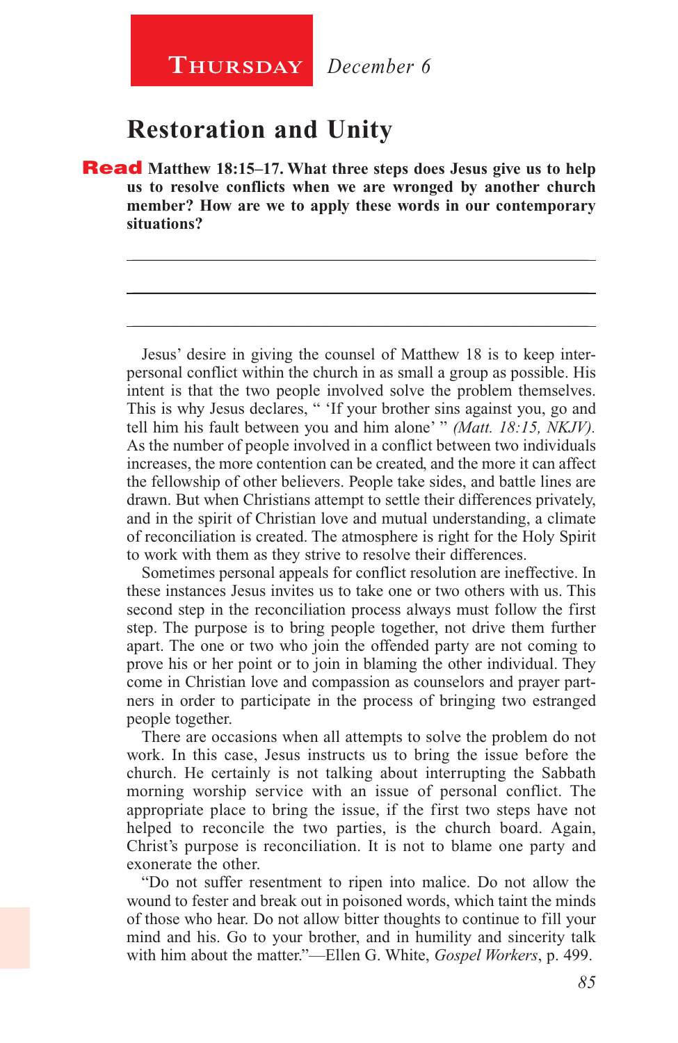**Thursday** *December 6*

## Restoration and Unity

**Read Matthew 18:15–17. What three steps does Jesus give us to help us to resolve conflicts when we are wronged by another church member? How are we to apply these words in our contemporary situations?**

Jesus' desire in giving the counsel of Matthew 18 is to keep interpersonal conflict within the church in as small a group as possible. His intent is that the two people involved solve the problem themselves. This is why Jesus declares, " 'If your brother sins against you, go and tell him his fault between you and him alone' " *(Matt. 18:15, NKJV).* As the number of people involved in a conflict between two individuals increases, the more contention can be created, and the more it can affect the fellowship of other believers. People take sides, and battle lines are drawn. But when Christians attempt to settle their differences privately, and in the spirit of Christian love and mutual understanding, a climate of reconciliation is created. The atmosphere is right for the Holy Spirit to work with them as they strive to resolve their differences.

Sometimes personal appeals for conflict resolution are ineffective. In these instances Jesus invites us to take one or two others with us. This second step in the reconciliation process always must follow the first step. The purpose is to bring people together, not drive them further apart. The one or two who join the offended party are not coming to prove his or her point or to join in blaming the other individual. They come in Christian love and compassion as counselors and prayer partners in order to participate in the process of bringing two estranged people together.

There are occasions when all attempts to solve the problem do not work. In this case, Jesus instructs us to bring the issue before the church. He certainly is not talking about interrupting the Sabbath morning worship service with an issue of personal conflict. The appropriate place to bring the issue, if the first two steps have not helped to reconcile the two parties, is the church board. Again, Christ's purpose is reconciliation. It is not to blame one party and exonerate the other.

"Do not suffer resentment to ripen into malice. Do not allow the wound to fester and break out in poisoned words, which taint the minds of those who hear. Do not allow bitter thoughts to continue to fill your mind and his. Go to your brother, and in humility and sincerity talk with him about the matter."—Ellen G. White, *Gospel Workers*, p. 499.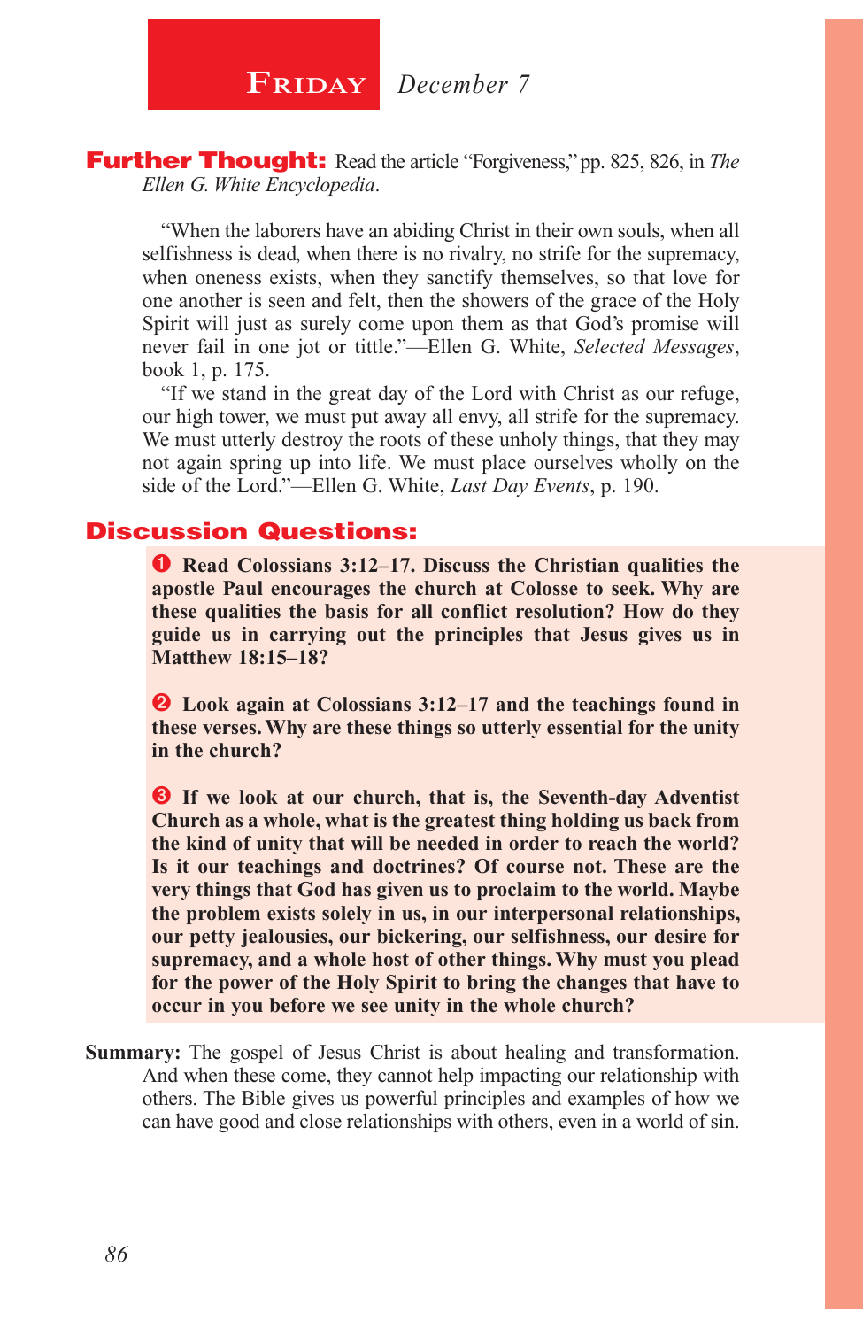# Friday *December 7*

**Further Thought:** Read the article "Forgiveness," pp. 825, 826, in *The Ellen G. White Encyclopedia*.

"When the laborers have an abiding Christ in their own souls, when all selfishness is dead, when there is no rivalry, no strife for the supremacy, when oneness exists, when they sanctify themselves, so that love for one another is seen and felt, then the showers of the grace of the Holy Spirit will just as surely come upon them as that God's promise will never fail in one jot or tittle."—Ellen G. White, *Selected Messages*, book 1, p. 175.

"If we stand in the great day of the Lord with Christ as our refuge, our high tower, we must put away all envy, all strife for the supremacy. We must utterly destroy the roots of these unholy things, that they may not again spring up into life. We must place ourselves wholly on the side of the Lord."—Ellen G. White, *Last Day Events*, p. 190.

## Discussion Questions:

1. **Read Colossians 3:12–17. Discuss the Christian qualities the apostle Paul encourages the church at Colosse to seek. Why are these qualities the basis for all conflict resolution? How do they guide us in carrying out the principles that Jesus gives us in Matthew 18:15–18?**

2. **Look again at Colossians 3:12–17 and the teachings found in these verses. Why are these things so utterly essential for the unity in the church?**

3. **If we look at our church, that is, the Seventh-day Adventist Church as a whole, what is the greatest thing holding us back from the kind of unity that will be needed in order to reach the world? Is it our teachings and doctrines? Of course not. These are the very things that God has given us to proclaim to the world. Maybe the problem exists solely in us, in our interpersonal relationships, our petty jealousies, our bickering, our selfishness, our desire for supremacy, and a whole host of other things. Why must you plead for the power of the Holy Spirit to bring the changes that have to occur in you before we see unity in the whole church?**

**Summary:** The gospel of Jesus Christ is about healing and transformation. And when these come, they cannot help impacting our relationship with others. The Bible gives us powerful principles and examples of how we can have good and close relationships with others, even in a world of sin.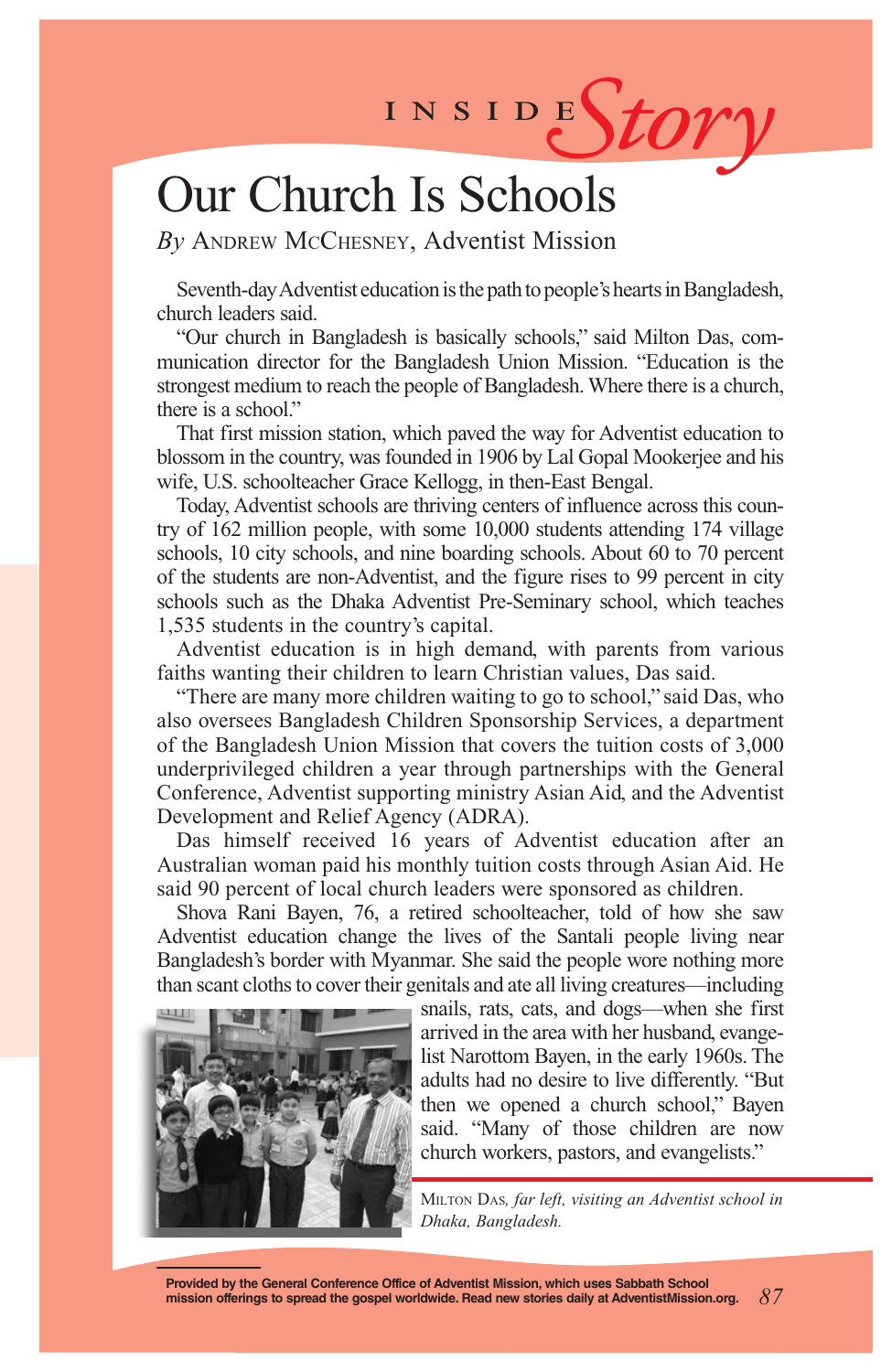INSIDE *Story*

# Our Church Is Schools

*By* Andrew McChesney, Adventist Mission

Seventh-day Adventist education is the path to people's hearts in Bangladesh, church leaders said.

"Our church in Bangladesh is basically schools," said Milton Das, communication director for the Bangladesh Union Mission. "Education is the strongest medium to reach the people of Bangladesh. Where there is a church, there is a school."

That first mission station, which paved the way for Adventist education to blossom in the country, was founded in 1906 by Lal Gopal Mookerjee and his wife, U.S. schoolteacher Grace Kellogg, in then-East Bengal.

Today, Adventist schools are thriving centers of influence across this country of 162 million people, with some 10,000 students attending 174 village schools, 10 city schools, and nine boarding schools. About 60 to 70 percent of the students are non-Adventist, and the figure rises to 99 percent in city schools such as the Dhaka Adventist Pre-Seminary school, which teaches 1,535 students in the country's capital.

Adventist education is in high demand, with parents from various faiths wanting their children to learn Christian values, Das said.

"There are many more children waiting to go to school," said Das, who also oversees Bangladesh Children Sponsorship Services, a department of the Bangladesh Union Mission that covers the tuition costs of 3,000 underprivileged children a year through partnerships with the General Conference, Adventist supporting ministry Asian Aid, and the Adventist Development and Relief Agency (ADRA).

Das himself received 16 years of Adventist education after an Australian woman paid his monthly tuition costs through Asian Aid. He said 90 percent of local church leaders were sponsored as children.

Shova Rani Bayen, 76, a retired schoolteacher, told of how she saw Adventist education change the lives of the Santali people living near Bangladesh's border with Myanmar. She said the people wore nothing more than scant cloths to cover their genitals and ate all living creatures—including snails, rats, cats, and dogs—when she first arrived in the area with her husband, evangelist Narottom Bayen, in the early 1960s. The adults had no desire to live differently. "But then we opened a church school," Bayen said. "Many of those children are now church workers, pastors, and evangelists."

Milton Das, *far left, visiting an Adventist school in Dhaka, Bangladesh.*

**Provided by the General Conference Office of Adventist Mission, which uses Sabbath School mission offerings to spread the gospel worldwide. Read new stories daily at AdventistMission.org.**